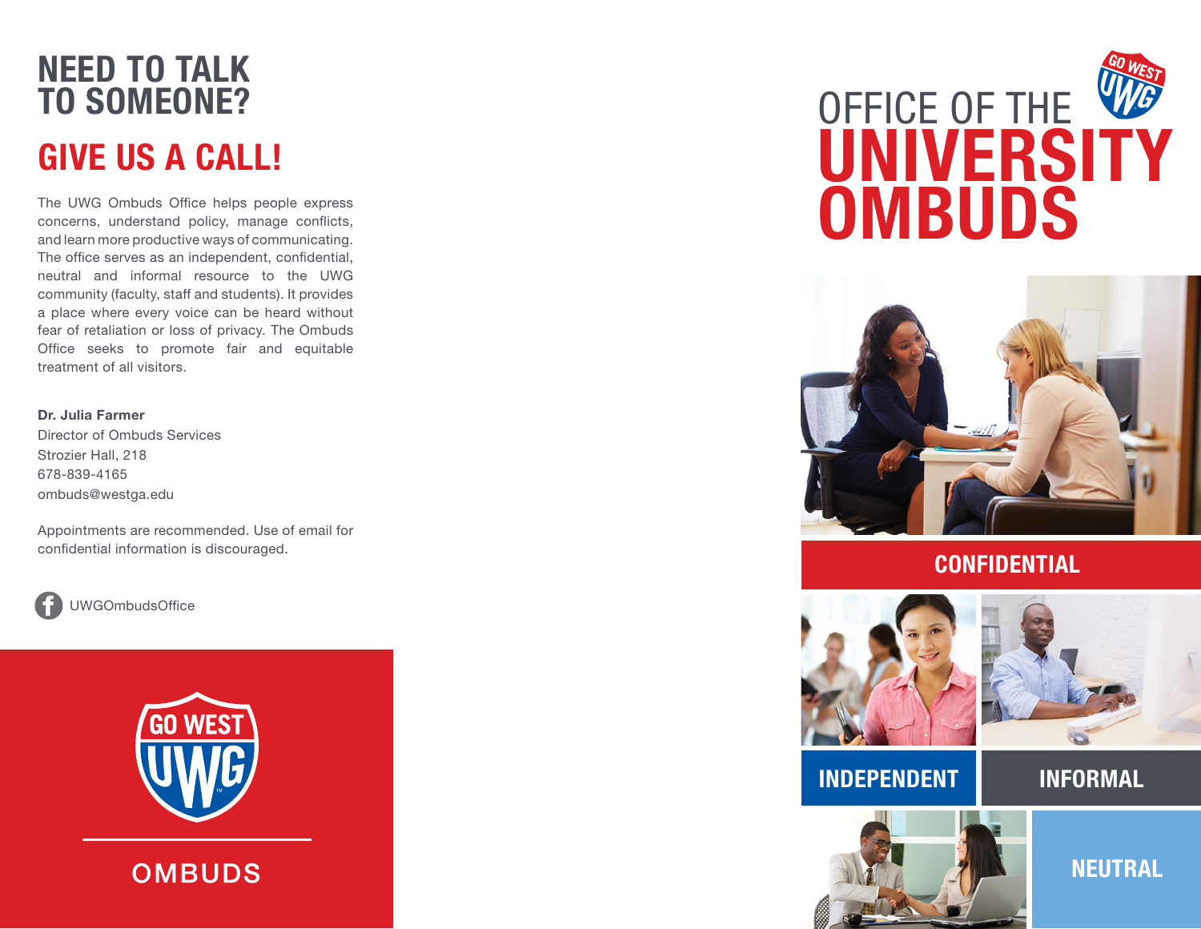# NEED TO TALK TO SOMEONE?

## GIVE US A CALL!

The UWG Ombuds Office helps people express concerns, understand policy, manage conflicts, and learn more productive ways of communicating. The office serves as an independent, confidential, neutral and informal resource to the UWG community (faculty, staff and students). It provides a place where every voice can be heard without fear of retaliation or loss of privacy. The Ombuds Office seeks to promote fair and equitable treatment of all visitors.

**Dr. Julia Farmer**
Director of Ombuds Services
Strozier Hall, 218
678-839-4165
ombuds@westga.edu

Appointments are recommended. Use of email for confidential information is discouraged.

UWGOmbudsOffice

GO WEST UWG

OMBUDS

# OFFICE OF THE UNIVERSITY OMBUDS

GO WEST UWG

**CONFIDENTIAL**

**INDEPENDENT**

**INFORMAL**

**NEUTRAL**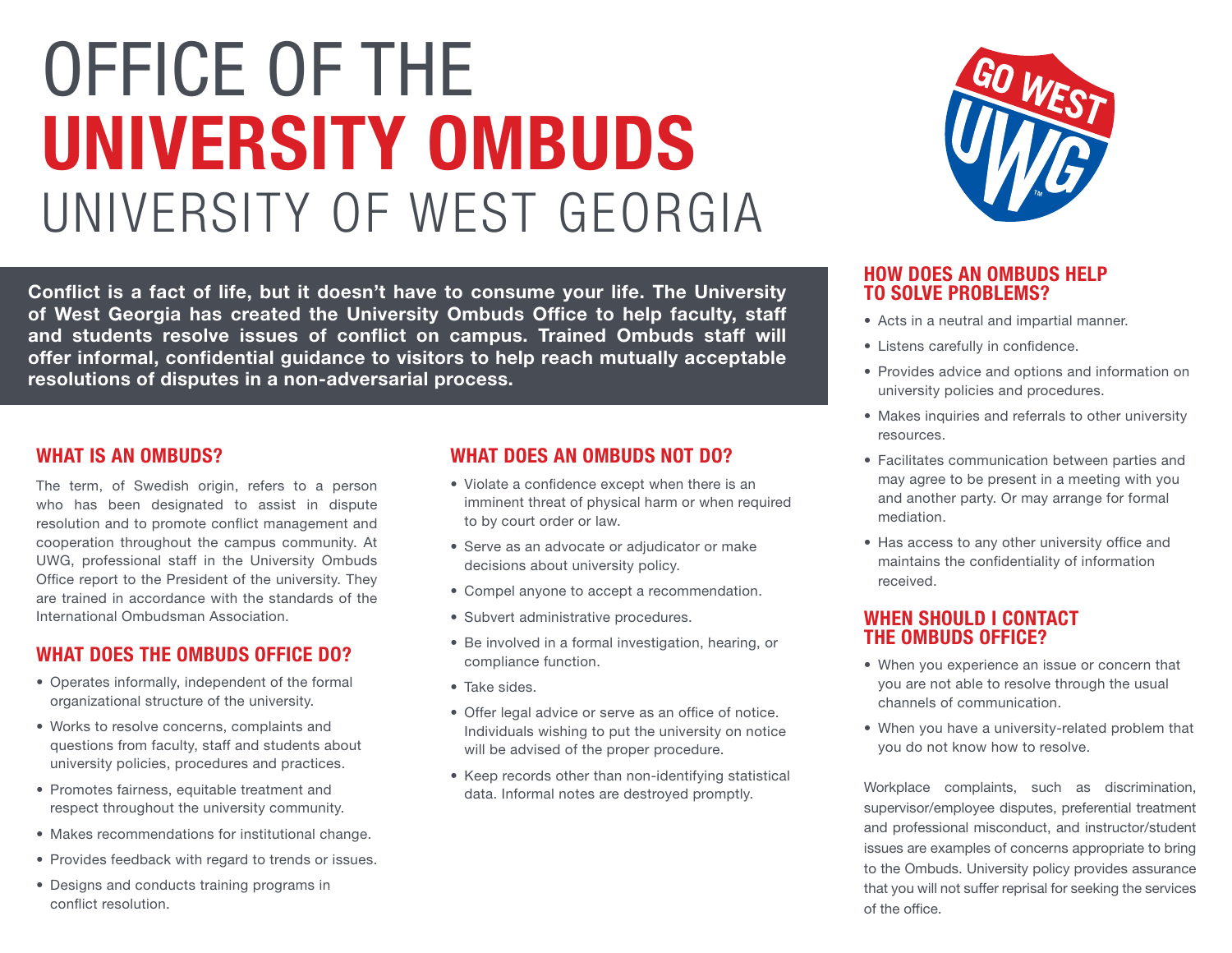# OFFICE OF THE **UNIVERSITY OMBUDS** UNIVERSITY OF WEST GEORGIA

**Conflict is a fact of life, but it doesn't have to consume your life. The University of West Georgia has created the University Ombuds Office to help faculty, staff and students resolve issues of conflict on campus. Trained Ombuds staff will offer informal, confidential guidance to visitors to help reach mutually acceptable resolutions of disputes in a non-adversarial process.**

## WHAT IS AN OMBUDS?

The term, of Swedish origin, refers to a person who has been designated to assist in dispute resolution and to promote conflict management and cooperation throughout the campus community. At UWG, professional staff in the University Ombuds Office report to the President of the university. They are trained in accordance with the standards of the International Ombudsman Association.

## WHAT DOES THE OMBUDS OFFICE DO?

- Operates informally, independent of the formal organizational structure of the university.
- Works to resolve concerns, complaints and questions from faculty, staff and students about university policies, procedures and practices.
- Promotes fairness, equitable treatment and respect throughout the university community.
- Makes recommendations for institutional change.
- Provides feedback with regard to trends or issues.
- Designs and conducts training programs in conflict resolution.

## WHAT DOES AN OMBUDS NOT DO?

- Violate a confidence except when there is an imminent threat of physical harm or when required to by court order or law.
- Serve as an advocate or adjudicator or make decisions about university policy.
- Compel anyone to accept a recommendation.
- Subvert administrative procedures.
- Be involved in a formal investigation, hearing, or compliance function.
- Take sides.
- Offer legal advice or serve as an office of notice. Individuals wishing to put the university on notice will be advised of the proper procedure.
- Keep records other than non-identifying statistical data. Informal notes are destroyed promptly.

## HOW DOES AN OMBUDS HELP TO SOLVE PROBLEMS?

- Acts in a neutral and impartial manner.
- Listens carefully in confidence.
- Provides advice and options and information on university policies and procedures.
- Makes inquiries and referrals to other university resources.
- Facilitates communication between parties and may agree to be present in a meeting with you and another party. Or may arrange for formal mediation.
- Has access to any other university office and maintains the confidentiality of information received.

## WHEN SHOULD I CONTACT THE OMBUDS OFFICE?

- When you experience an issue or concern that you are not able to resolve through the usual channels of communication.
- When you have a university-related problem that you do not know how to resolve.

Workplace complaints, such as discrimination, supervisor/employee disputes, preferential treatment and professional misconduct, and instructor/student issues are examples of concerns appropriate to bring to the Ombuds. University policy provides assurance that you will not suffer reprisal for seeking the services of the office.